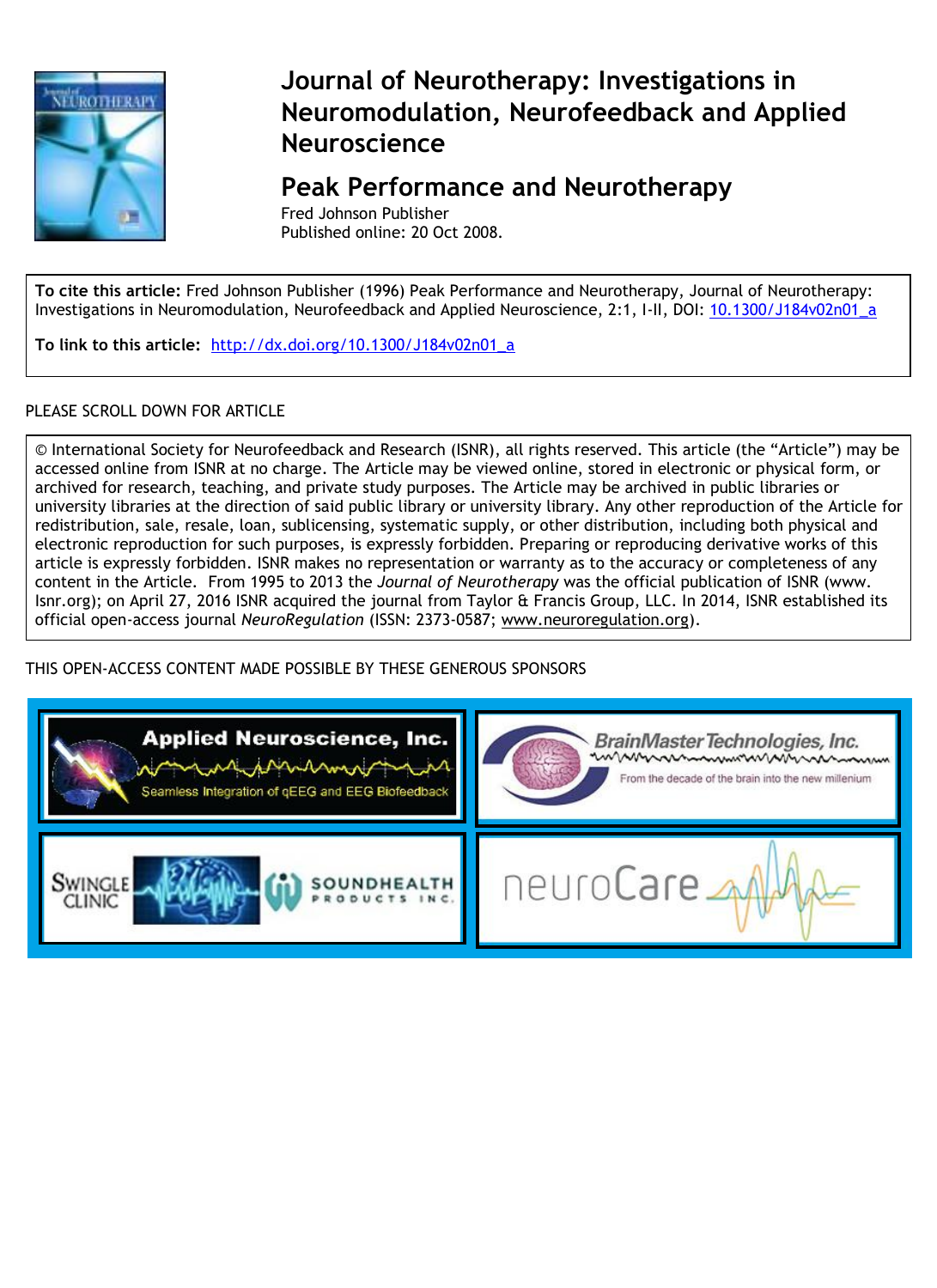# Journal of Neurotherapy: Investigations in Neuromodulation, Neurofeedback and Applied Neuroscience

## Peak Performance and Neurotherapy

Fred Johnson Publisher

Published online: 20 Oct 2008.

**To cite this article:** Fred Johnson Publisher (1996) Peak Performance and Neurotherapy, Journal of Neurotherapy: Investigations in Neuromodulation, Neurofeedback and Applied Neuroscience, 2:1, I-II, DOI: 10.1300/J184v02n01_a

**To link to this article:** http://dx.doi.org/10.1300/J184v02n01_a

PLEASE SCROLL DOWN FOR ARTICLE

© International Society for Neurofeedback and Research (ISNR), all rights reserved. This article (the "Article") may be accessed online from ISNR at no charge. The Article may be viewed online, stored in electronic or physical form, or archived for research, teaching, and private study purposes. The Article may be archived in public libraries or university libraries at the direction of said public library or university library. Any other reproduction of the Article for redistribution, sale, resale, loan, sublicensing, systematic supply, or other distribution, including both physical and electronic reproduction for such purposes, is expressly forbidden. Preparing or reproducing derivative works of this article is expressly forbidden. ISNR makes no representation or warranty as to the accuracy or completeness of any content in the Article. From 1995 to 2013 the *Journal of Neurotherapy* was the official publication of ISNR (www. Isnr.org); on April 27, 2016 ISNR acquired the journal from Taylor & Francis Group, LLC. In 2014, ISNR established its official open-access journal *NeuroRegulation* (ISSN: 2373-0587; www.neuroregulation.org).

THIS OPEN-ACCESS CONTENT MADE POSSIBLE BY THESE GENEROUS SPONSORS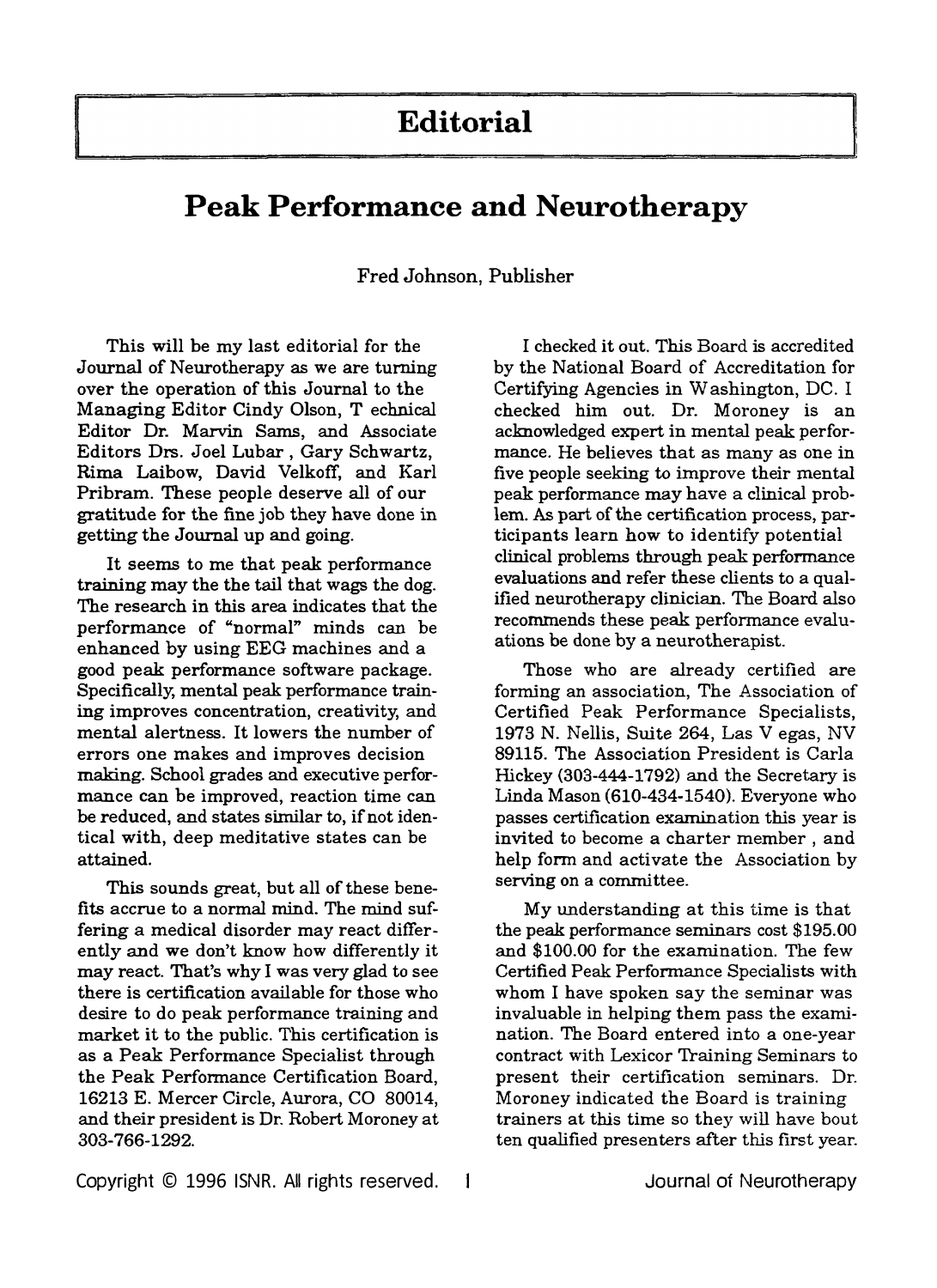# Editorial

## Peak Performance and Neurotherapy

Fred Johnson, Publisher

This will be my last editorial for the Journal of Neurotherapy as we are turning over the operation of this Journal to the Managing Editor Cindy Olson, T echnical Editor Dr. Marvin Sams, and Associate Editors Drs. Joel Lubar , Gary Schwartz, Rima Laibow, David Velkoff, and Karl Pribram. These people deserve all of our gratitude for the fine job they have done in getting the Journal up and going.

It seems to me that peak performance training may the the tail that wags the dog. The research in this area indicates that the performance of "normal" minds can be enhanced by using EEG machines and a good peak performance software package. Specifically, mental peak performance training improves concentration, creativity, and mental alertness. It lowers the number of errors one makes and improves decision making. School grades and executive performance can be improved, reaction time can be reduced, and states similar to, if not identical with, deep meditative states can be attained.

This sounds great, but all of these benefits accrue to a normal mind. The mind suffering a medical disorder may react differently and we don't know how differently it may react. That's why I was very glad to see there is certification available for those who desire to do peak performance training and market it to the public. This certification is as a Peak Performance Specialist through the Peak Performance Certification Board, 16213 E. Mercer Circle, Aurora, CO 80014, and their president is Dr. Robert Moroney at 303-766-1292.

I checked it out. This Board is accredited by the National Board of Accreditation for Certifying Agencies in W ashington, DC. I checked him out. Dr. Moroney is an acknowledged expert in mental peak performance. He believes that as many as one in five people seeking to improve their mental peak performance may have a clinical problem. As part of the certification process, participants learn how to identify potential clinical problems through peak performance evaluations and refer these clients to a qualified neurotherapy clinician. The Board also recommends these peak performance evaluations be done by a neurotherapist.

Those who are already certified are forming an association, The Association of Certified Peak Performance Specialists, 1973 N. Nellis, Suite 264, Las V egas, NV 89115. The Association President is Carla Hickey (303-444-1792) and the Secretary is Linda Mason (610-434-1540). Everyone who passes certification examination this year is invited to become a charter member , and help form and activate the Association by serving on a committee.

My understanding at this time is that the peak performance seminars cost $195.00 and $100.00 for the examination. The few Certified Peak Performance Specialists with whom I have spoken say the seminar was invaluable in helping them pass the examination. The Board entered into a one-year contract with Lexicor Training Seminars to present their certification seminars. Dr. Moroney indicated the Board is training trainers at this time so they will have bout ten qualified presenters after this first year.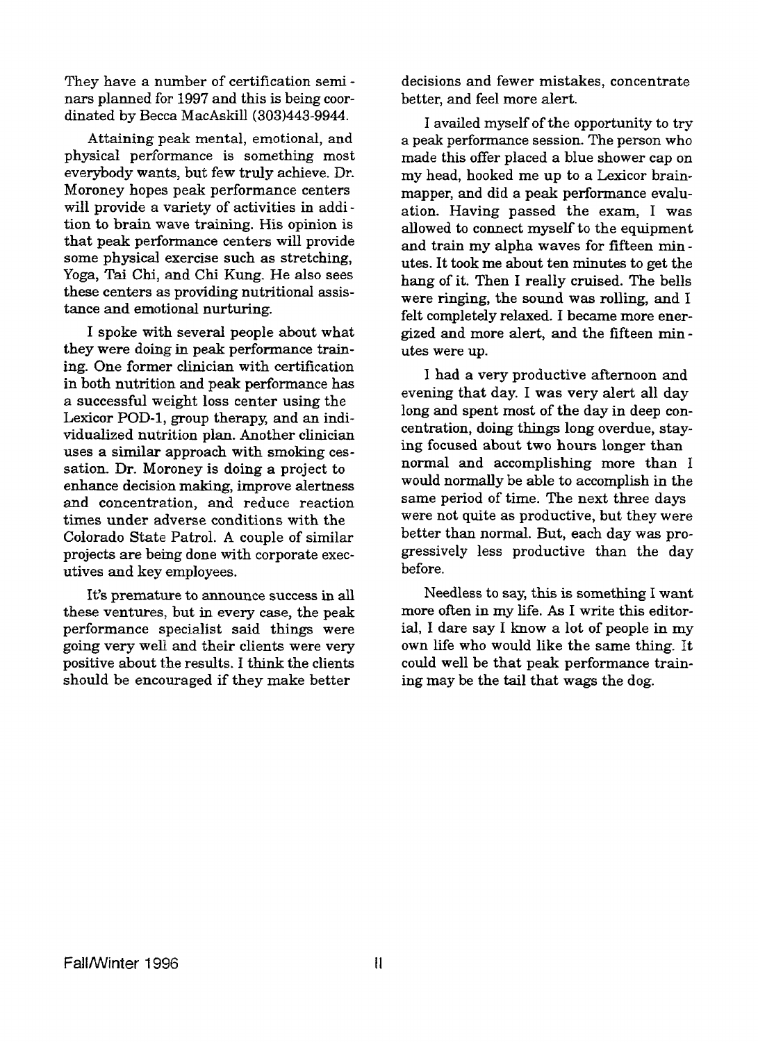They have a number of certification seminars planned for 1997 and this is being coordinated by Becca MacAskill (303)443-9944.

Attaining peak mental, emotional, and physical performance is something most everybody wants, but few truly achieve. Dr. Moroney hopes peak performance centers will provide a variety of activities in addition to brain wave training. His opinion is that peak performance centers will provide some physical exercise such as stretching, Yoga, Tai Chi, and Chi Kung. He also sees these centers as providing nutritional assistance and emotional nurturing.

I spoke with several people about what they were doing in peak performance training. One former clinician with certification in both nutrition and peak performance has a successful weight loss center using the Lexicor POD-1, group therapy, and an individualized nutrition plan. Another clinician uses a similar approach with smoking cessation. Dr. Moroney is doing a project to enhance decision making, improve alertness and concentration, and reduce reaction times under adverse conditions with the Colorado State Patrol. A couple of similar projects are being done with corporate executives and key employees.

It's premature to announce success in all these ventures, but in every case, the peak performance specialist said things were going very well and their clients were very positive about the results. I think the clients should be encouraged if they make better decisions and fewer mistakes, concentrate better, and feel more alert.

I availed myself of the opportunity to try a peak performance session. The person who made this offer placed a blue shower cap on my head, hooked me up to a Lexicor brainmapper, and did a peak performance evaluation. Having passed the exam, I was allowed to connect myself to the equipment and train my alpha waves for fifteen minutes. It took me about ten minutes to get the hang of it. Then I really cruised. The bells were ringing, the sound was rolling, and I felt completely relaxed. I became more energized and more alert, and the fifteen minutes were up.

I had a very productive afternoon and evening that day. I was very alert all day long and spent most of the day in deep concentration, doing things long overdue, staying focused about two hours longer than normal and accomplishing more than I would normally be able to accomplish in the same period of time. The next three days were not quite as productive, but they were better than normal. But, each day was progressively less productive than the day before.

Needless to say, this is something I want more often in my life. As I write this editorial, I dare say I know a lot of people in my own life who would like the same thing. It could well be that peak performance training may be the tail that wags the dog.